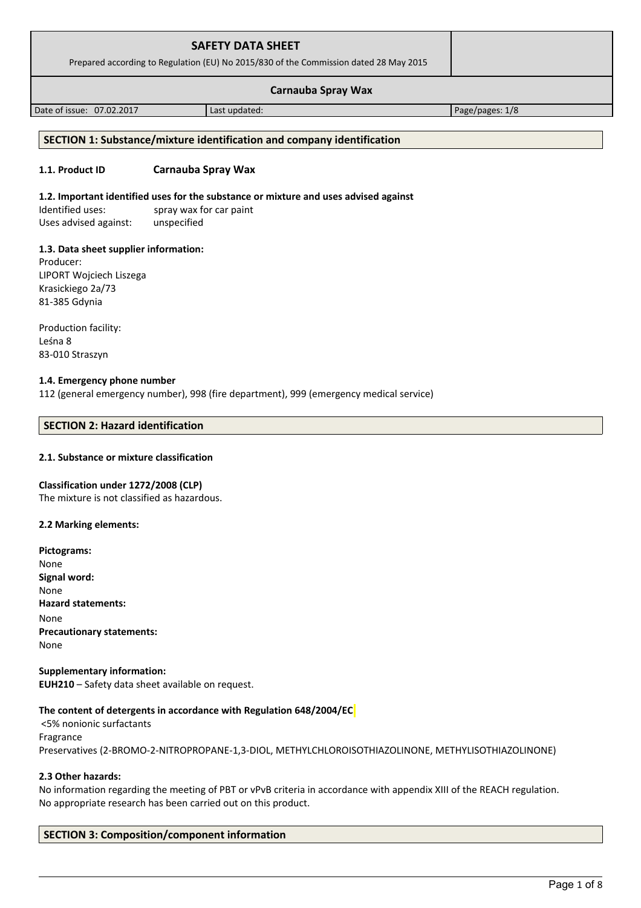| SAFETY DATA SHEET<br>Prepared according to Regulation (EU) No 2015/830 of the Commission dated 28 May 2015 | | |
|---|---|---|
| **Carnauba Spray Wax** | | |
| Date of issue: 07.02.2017 | Last updated: | Page/pages: 1/8 |

## SECTION 1: Substance/mixture identification and company identification

### 1.1. Product ID **Carnauba Spray Wax**

### 1.2. Important identified uses for the substance or mixture and uses advised against

Identified uses: spray wax for car paint
Uses advised against: unspecified

### 1.3. Data sheet supplier information:

Producer:
LIPORT Wojciech Liszega
Krasickiego 2a/73
81-385 Gdynia

Production facility:
Leśna 8
83-010 Straszyn

### 1.4. Emergency phone number

112 (general emergency number), 998 (fire department), 999 (emergency medical service)

## SECTION 2: Hazard identification

### 2.1. Substance or mixture classification

**Classification under 1272/2008 (CLP)**
The mixture is not classified as hazardous.

### 2.2 Marking elements:

**Pictograms:**
None
**Signal word:**
None
**Hazard statements:**
None
**Precautionary statements:**
None

**Supplementary information:**
**EUH210** – Safety data sheet available on request.

**The content of detergents in accordance with Regulation 648/2004/EC**
<5% nonionic surfactants
Fragrance
Preservatives (2-BROMO-2-NITROPROPANE-1,3-DIOL, METHYLCHLOROISOTHIAZOLINONE, METHYLISOTHIAZOLINONE)

### 2.3 Other hazards:

No information regarding the meeting of PBT or vPvB criteria in accordance with appendix XIII of the REACH regulation.
No appropriate research has been carried out on this product.

## SECTION 3: Composition/component information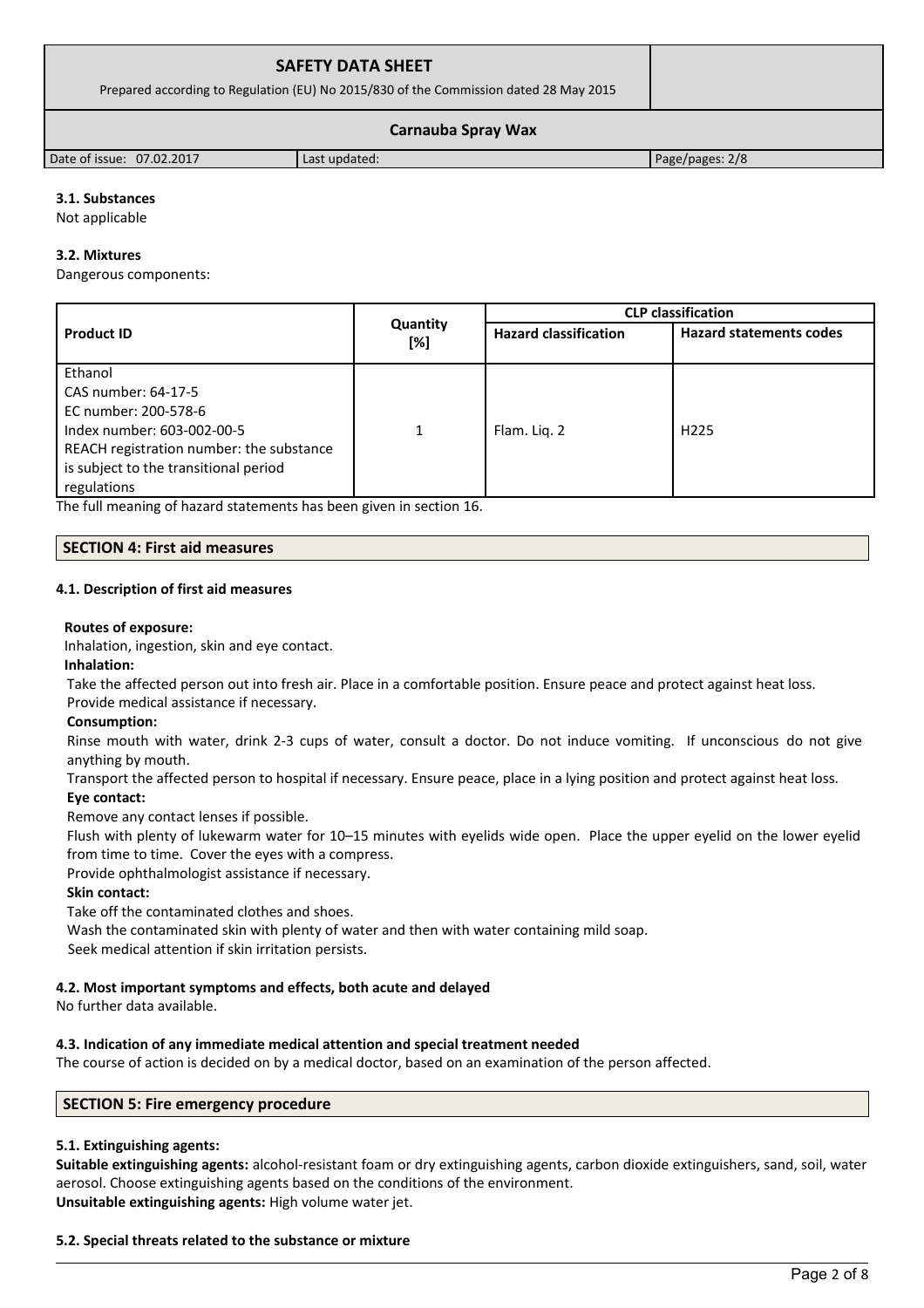### 3.1. Substances

Not applicable

### 3.2. Mixtures

Dangerous components:

| Product ID | Quantity [%] | CLP classification | |
|---|---|---|---|
| | | Hazard classification | Hazard statements codes |
| Ethanol<br>CAS number: 64-17-5<br>EC number: 200-578-6<br>Index number: 603-002-00-5<br>REACH registration number: the substance is subject to the transitional period regulations | 1 | Flam. Liq. 2 | H225 |

The full meaning of hazard statements has been given in section 16.

## SECTION 4: First aid measures

### 4.1. Description of first aid measures

**Routes of exposure:**

Inhalation, ingestion, skin and eye contact.

**Inhalation:**

Take the affected person out into fresh air. Place in a comfortable position. Ensure peace and protect against heat loss. Provide medical assistance if necessary.

**Consumption:**

Rinse mouth with water, drink 2-3 cups of water, consult a doctor. Do not induce vomiting. If unconscious do not give anything by mouth.

Transport the affected person to hospital if necessary. Ensure peace, place in a lying position and protect against heat loss.

**Eye contact:**

Remove any contact lenses if possible.

Flush with plenty of lukewarm water for 10–15 minutes with eyelids wide open. Place the upper eyelid on the lower eyelid from time to time. Cover the eyes with a compress.

Provide ophthalmologist assistance if necessary.

**Skin contact:**

Take off the contaminated clothes and shoes.

Wash the contaminated skin with plenty of water and then with water containing mild soap.

Seek medical attention if skin irritation persists.

### 4.2. Most important symptoms and effects, both acute and delayed

No further data available.

### 4.3. Indication of any immediate medical attention and special treatment needed

The course of action is decided on by a medical doctor, based on an examination of the person affected.

## SECTION 5: Fire emergency procedure

### 5.1. Extinguishing agents:

**Suitable extinguishing agents:** alcohol-resistant foam or dry extinguishing agents, carbon dioxide extinguishers, sand, soil, water aerosol. Choose extinguishing agents based on the conditions of the environment.

**Unsuitable extinguishing agents:** High volume water jet.

### 5.2. Special threats related to the substance or mixture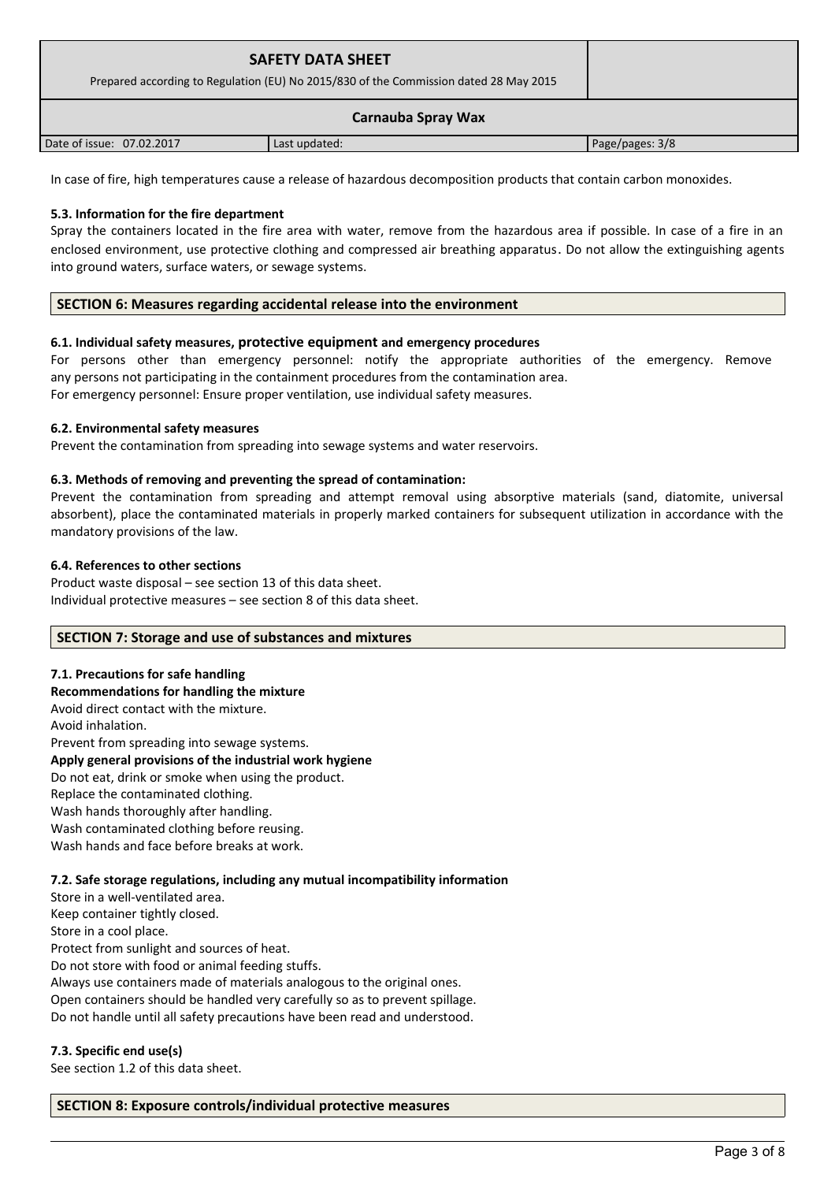In case of fire, high temperatures cause a release of hazardous decomposition products that contain carbon monoxides.

### 5.3. Information for the fire department

Spray the containers located in the fire area with water, remove from the hazardous area if possible. In case of a fire in an enclosed environment, use protective clothing and compressed air breathing apparatus. Do not allow the extinguishing agents into ground waters, surface waters, or sewage systems.

## SECTION 6: Measures regarding accidental release into the environment

### 6.1. Individual safety measures, protective equipment and emergency procedures

For persons other than emergency personnel: notify the appropriate authorities of the emergency. Remove any persons not participating in the containment procedures from the contamination area.
For emergency personnel: Ensure proper ventilation, use individual safety measures.

### 6.2. Environmental safety measures

Prevent the contamination from spreading into sewage systems and water reservoirs.

### 6.3. Methods of removing and preventing the spread of contamination:

Prevent the contamination from spreading and attempt removal using absorptive materials (sand, diatomite, universal absorbent), place the contaminated materials in properly marked containers for subsequent utilization in accordance with the mandatory provisions of the law.

### 6.4. References to other sections

Product waste disposal – see section 13 of this data sheet.
Individual protective measures – see section 8 of this data sheet.

## SECTION 7: Storage and use of substances and mixtures

### 7.1. Precautions for safe handling

**Recommendations for handling the mixture**

Avoid direct contact with the mixture.
Avoid inhalation.
Prevent from spreading into sewage systems.

**Apply general provisions of the industrial work hygiene**

Do not eat, drink or smoke when using the product.
Replace the contaminated clothing.
Wash hands thoroughly after handling.
Wash contaminated clothing before reusing.
Wash hands and face before breaks at work.

### 7.2. Safe storage regulations, including any mutual incompatibility information

Store in a well-ventilated area.
Keep container tightly closed.
Store in a cool place.
Protect from sunlight and sources of heat.
Do not store with food or animal feeding stuffs.
Always use containers made of materials analogous to the original ones.
Open containers should be handled very carefully so as to prevent spillage.
Do not handle until all safety precautions have been read and understood.

### 7.3. Specific end use(s)

See section 1.2 of this data sheet.

## SECTION 8: Exposure controls/individual protective measures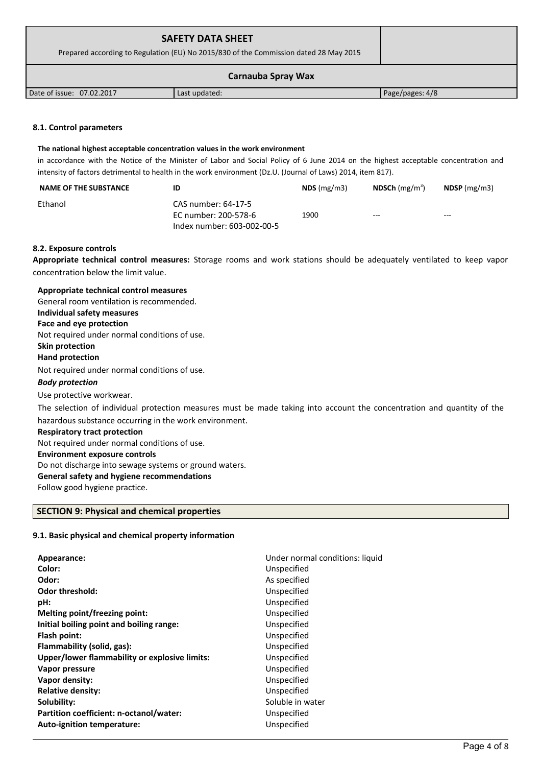### 8.1. Control parameters

**The national highest acceptable concentration values in the work environment**

in accordance with the Notice of the Minister of Labor and Social Policy of 6 June 2014 on the highest acceptable concentration and intensity of factors detrimental to health in the work environment (Dz.U. (Journal of Laws) 2014, item 817).

| NAME OF THE SUBSTANCE | ID | NDS (mg/m3) | NDSCh (mg/m$^3$) | NDSP (mg/m3) |
|---|---|---|---|---|
| Ethanol | CAS number: 64-17-5<br>EC number: 200-578-6<br>Index number: 603-002-00-5 | 1900 | --- | --- |

### 8.2. Exposure controls

**Appropriate technical control measures:** Storage rooms and work stations should be adequately ventilated to keep vapor concentration below the limit value.

**Appropriate technical control measures**

General room ventilation is recommended.

**Individual safety measures**

**Face and eye protection**

Not required under normal conditions of use.

**Skin protection**

**Hand protection**

Not required under normal conditions of use.

***Body protection***

Use protective workwear.

The selection of individual protection measures must be made taking into account the concentration and quantity of the hazardous substance occurring in the work environment.

**Respiratory tract protection**

Not required under normal conditions of use.

**Environment exposure controls**

Do not discharge into sewage systems or ground waters.

**General safety and hygiene recommendations**

Follow good hygiene practice.

## SECTION 9: Physical and chemical properties

### 9.1. Basic physical and chemical property information

| | |
|---|---|
| **Appearance:** | Under normal conditions: liquid |
| **Color:** | Unspecified |
| **Odor:** | As specified |
| **Odor threshold:** | Unspecified |
| **pH:** | Unspecified |
| **Melting point/freezing point:** | Unspecified |
| **Initial boiling point and boiling range:** | Unspecified |
| **Flash point:** | Unspecified |
| **Flammability (solid, gas):** | Unspecified |
| **Upper/lower flammability or explosive limits:** | Unspecified |
| **Vapor pressure** | Unspecified |
| **Vapor density:** | Unspecified |
| **Relative density:** | Unspecified |
| **Solubility:** | Soluble in water |
| **Partition coefficient: n-octanol/water:** | Unspecified |
| **Auto-ignition temperature:** | Unspecified |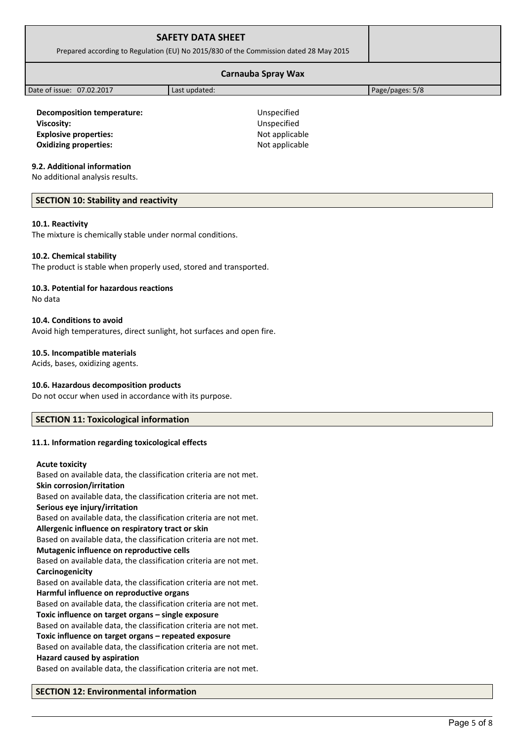**Decomposition temperature:** Unspecified
**Viscosity:** Unspecified
**Explosive properties:** Not applicable
**Oxidizing properties:** Not applicable

### 9.2. Additional information

No additional analysis results.

## SECTION 10: Stability and reactivity

### 10.1. Reactivity

The mixture is chemically stable under normal conditions.

### 10.2. Chemical stability

The product is stable when properly used, stored and transported.

### 10.3. Potential for hazardous reactions

No data

### 10.4. Conditions to avoid

Avoid high temperatures, direct sunlight, hot surfaces and open fire.

### 10.5. Incompatible materials

Acids, bases, oxidizing agents.

### 10.6. Hazardous decomposition products

Do not occur when used in accordance with its purpose.

## SECTION 11: Toxicological information

### 11.1. Information regarding toxicological effects

**Acute toxicity**
Based on available data, the classification criteria are not met.
**Skin corrosion/irritation**
Based on available data, the classification criteria are not met.
**Serious eye injury/irritation**
Based on available data, the classification criteria are not met.
**Allergenic influence on respiratory tract or skin**
Based on available data, the classification criteria are not met.
**Mutagenic influence on reproductive cells**
Based on available data, the classification criteria are not met.
**Carcinogenicity**
Based on available data, the classification criteria are not met.
**Harmful influence on reproductive organs**
Based on available data, the classification criteria are not met.
**Toxic influence on target organs – single exposure**
Based on available data, the classification criteria are not met.
**Toxic influence on target organs – repeated exposure**
Based on available data, the classification criteria are not met.
**Hazard caused by aspiration**
Based on available data, the classification criteria are not met.

## SECTION 12: Environmental information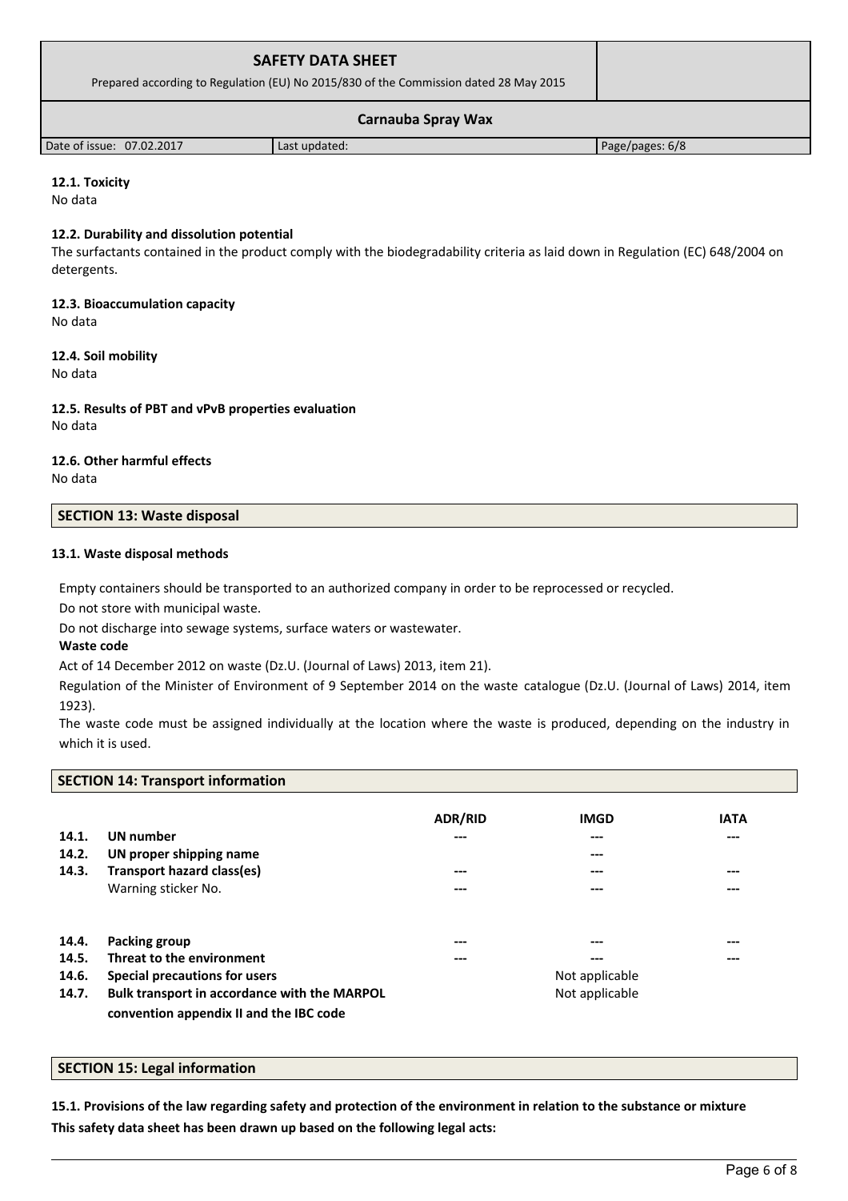#### 12.1. Toxicity

No data

#### 12.2. Durability and dissolution potential

The surfactants contained in the product comply with the biodegradability criteria as laid down in Regulation (EC) 648/2004 on detergents.

#### 12.3. Bioaccumulation capacity

No data

#### 12.4. Soil mobility

No data

#### 12.5. Results of PBT and vPvB properties evaluation

No data

#### 12.6. Other harmful effects

No data

## SECTION 13: Waste disposal

#### 13.1. Waste disposal methods

Empty containers should be transported to an authorized company in order to be reprocessed or recycled.

Do not store with municipal waste.

Do not discharge into sewage systems, surface waters or wastewater.

**Waste code**

Act of 14 December 2012 on waste (Dz.U. (Journal of Laws) 2013, item 21).

Regulation of the Minister of Environment of 9 September 2014 on the waste catalogue (Dz.U. (Journal of Laws) 2014, item 1923).

The waste code must be assigned individually at the location where the waste is produced, depending on the industry in which it is used.

## SECTION 14: Transport information

| | | ADR/RID | IMGD | IATA |
|---|---|---|---|---|
| **14.1.** | **UN number** | --- | --- | --- |
| **14.2.** | **UN proper shipping name** | | --- | |
| **14.3.** | **Transport hazard class(es)** | --- | --- | --- |
| | Warning sticker No. | --- | --- | --- |
| **14.4.** | **Packing group** | --- | --- | --- |
| **14.5.** | **Threat to the environment** | --- | --- | --- |
| **14.6.** | **Special precautions for users** | | Not applicable | |
| **14.7.** | **Bulk transport in accordance with the MARPOL convention appendix II and the IBC code** | | Not applicable | |

## SECTION 15: Legal information

**15.1. Provisions of the law regarding safety and protection of the environment in relation to the substance or mixture**

**This safety data sheet has been drawn up based on the following legal acts:**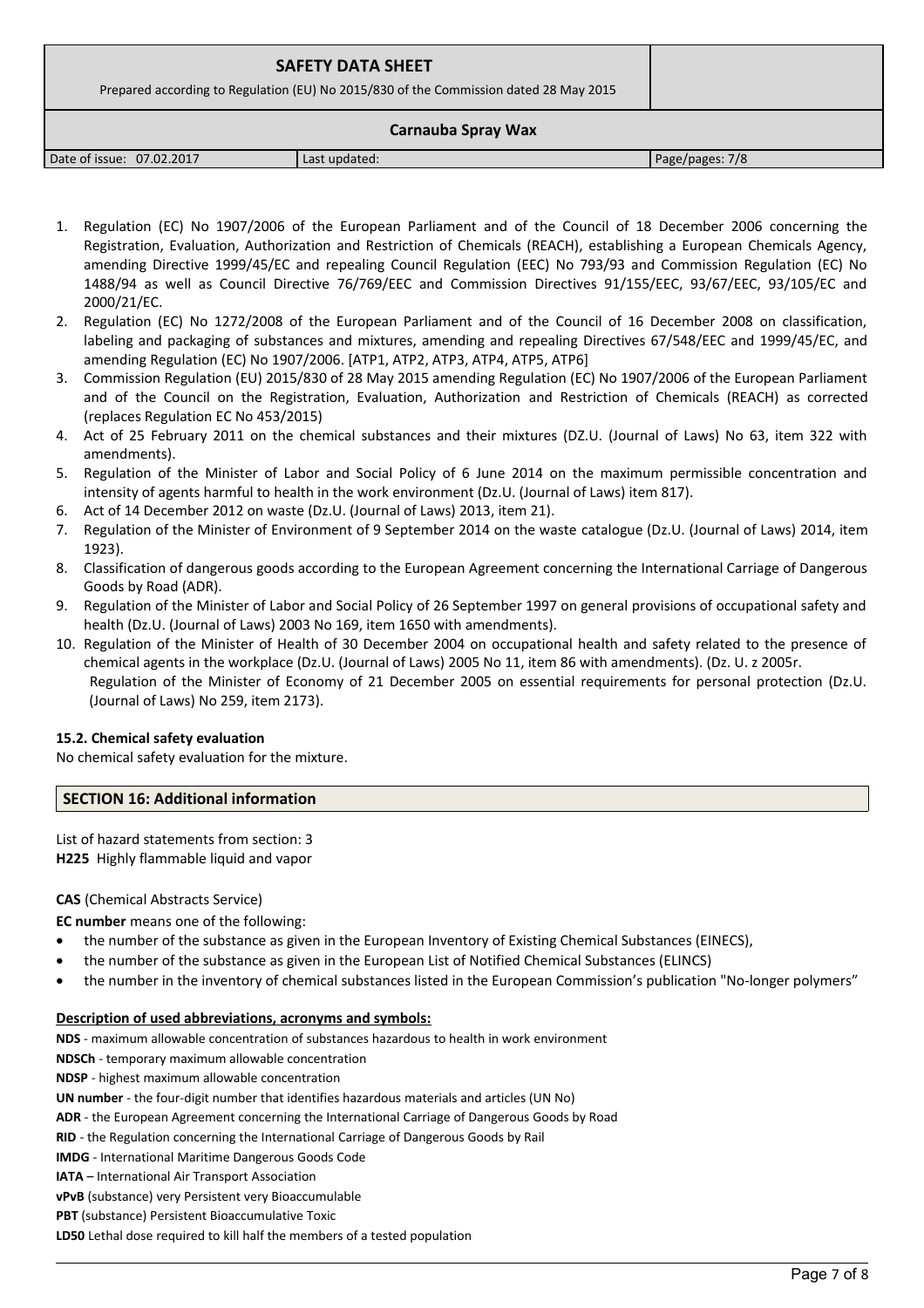1. Regulation (EC) No 1907/2006 of the European Parliament and of the Council of 18 December 2006 concerning the Registration, Evaluation, Authorization and Restriction of Chemicals (REACH), establishing a European Chemicals Agency, amending Directive 1999/45/EC and repealing Council Regulation (EEC) No 793/93 and Commission Regulation (EC) No 1488/94 as well as Council Directive 76/769/EEC and Commission Directives 91/155/EEC, 93/67/EEC, 93/105/EC and 2000/21/EC.
2. Regulation (EC) No 1272/2008 of the European Parliament and of the Council of 16 December 2008 on classification, labeling and packaging of substances and mixtures, amending and repealing Directives 67/548/EEC and 1999/45/EC, and amending Regulation (EC) No 1907/2006. [ATP1, ATP2, ATP3, ATP4, ATP5, ATP6]
3. Commission Regulation (EU) 2015/830 of 28 May 2015 amending Regulation (EC) No 1907/2006 of the European Parliament and of the Council on the Registration, Evaluation, Authorization and Restriction of Chemicals (REACH) as corrected (replaces Regulation EC No 453/2015)
4. Act of 25 February 2011 on the chemical substances and their mixtures (DZ.U. (Journal of Laws) No 63, item 322 with amendments).
5. Regulation of the Minister of Labor and Social Policy of 6 June 2014 on the maximum permissible concentration and intensity of agents harmful to health in the work environment (Dz.U. (Journal of Laws) item 817).
6. Act of 14 December 2012 on waste (Dz.U. (Journal of Laws) 2013, item 21).
7. Regulation of the Minister of Environment of 9 September 2014 on the waste catalogue (Dz.U. (Journal of Laws) 2014, item 1923).
8. Classification of dangerous goods according to the European Agreement concerning the International Carriage of Dangerous Goods by Road (ADR).
9. Regulation of the Minister of Labor and Social Policy of 26 September 1997 on general provisions of occupational safety and health (Dz.U. (Journal of Laws) 2003 No 169, item 1650 with amendments).
10. Regulation of the Minister of Health of 30 December 2004 on occupational health and safety related to the presence of chemical agents in the workplace (Dz.U. (Journal of Laws) 2005 No 11, item 86 with amendments). (Dz. U. z 2005r.
    Regulation of the Minister of Economy of 21 December 2005 on essential requirements for personal protection (Dz.U. (Journal of Laws) No 259, item 2173).

**15.2. Chemical safety evaluation**

No chemical safety evaluation for the mixture.

## SECTION 16: Additional information

List of hazard statements from section: 3

**H225** Highly flammable liquid and vapor

**CAS** (Chemical Abstracts Service)

**EC number** means one of the following:

- the number of the substance as given in the European Inventory of Existing Chemical Substances (EINECS),
- the number of the substance as given in the European List of Notified Chemical Substances (ELINCS)
- the number in the inventory of chemical substances listed in the European Commission's publication "No-longer polymers"

**Description of used abbreviations, acronyms and symbols:**

**NDS** - maximum allowable concentration of substances hazardous to health in work environment

**NDSCh** - temporary maximum allowable concentration

**NDSP** - highest maximum allowable concentration

**UN number** - the four-digit number that identifies hazardous materials and articles (UN No)

**ADR** - the European Agreement concerning the International Carriage of Dangerous Goods by Road

**RID** - the Regulation concerning the International Carriage of Dangerous Goods by Rail

**IMDG** - International Maritime Dangerous Goods Code

**IATA** – International Air Transport Association

**vPvB** (substance) very Persistent very Bioaccumulable

**PBT** (substance) Persistent Bioaccumulative Toxic

**LD50** Lethal dose required to kill half the members of a tested population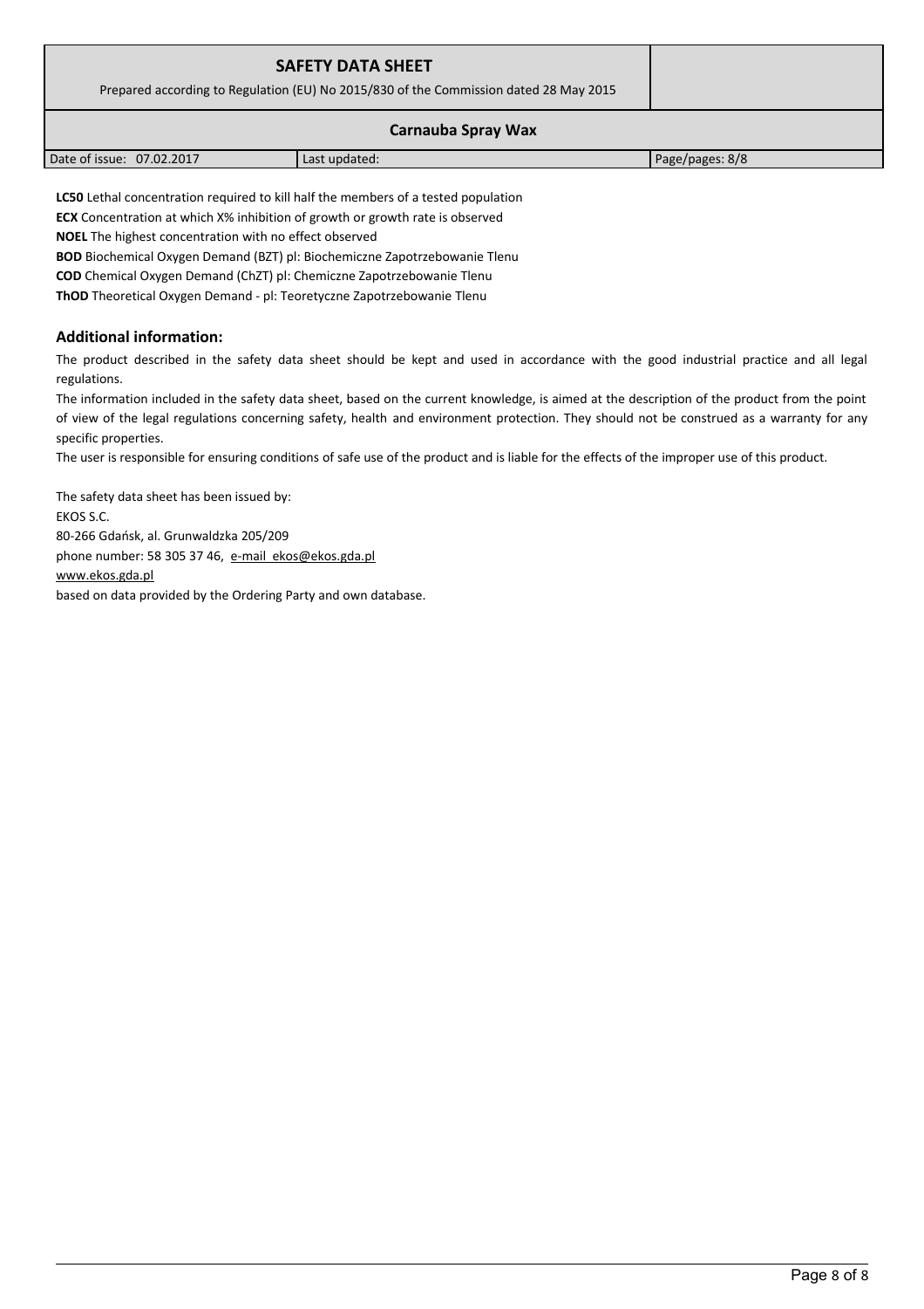**LC50** Lethal concentration required to kill half the members of a tested population

**ECX** Concentration at which X% inhibition of growth or growth rate is observed

**NOEL** The highest concentration with no effect observed

**BOD** Biochemical Oxygen Demand (BZT) pl: Biochemiczne Zapotrzebowanie Tlenu

**COD** Chemical Oxygen Demand (ChZT) pl: Chemiczne Zapotrzebowanie Tlenu

**ThOD** Theoretical Oxygen Demand - pl: Teoretyczne Zapotrzebowanie Tlenu

## Additional information:

The product described in the safety data sheet should be kept and used in accordance with the good industrial practice and all legal regulations.

The information included in the safety data sheet, based on the current knowledge, is aimed at the description of the product from the point of view of the legal regulations concerning safety, health and environment protection. They should not be construed as a warranty for any specific properties.

The user is responsible for ensuring conditions of safe use of the product and is liable for the effects of the improper use of this product.

The safety data sheet has been issued by:
EKOS S.C.
80-266 Gdańsk, al. Grunwaldzka 205/209
phone number: 58 305 37 46, e-mail ekos@ekos.gda.pl
www.ekos.gda.pl
based on data provided by the Ordering Party and own database.